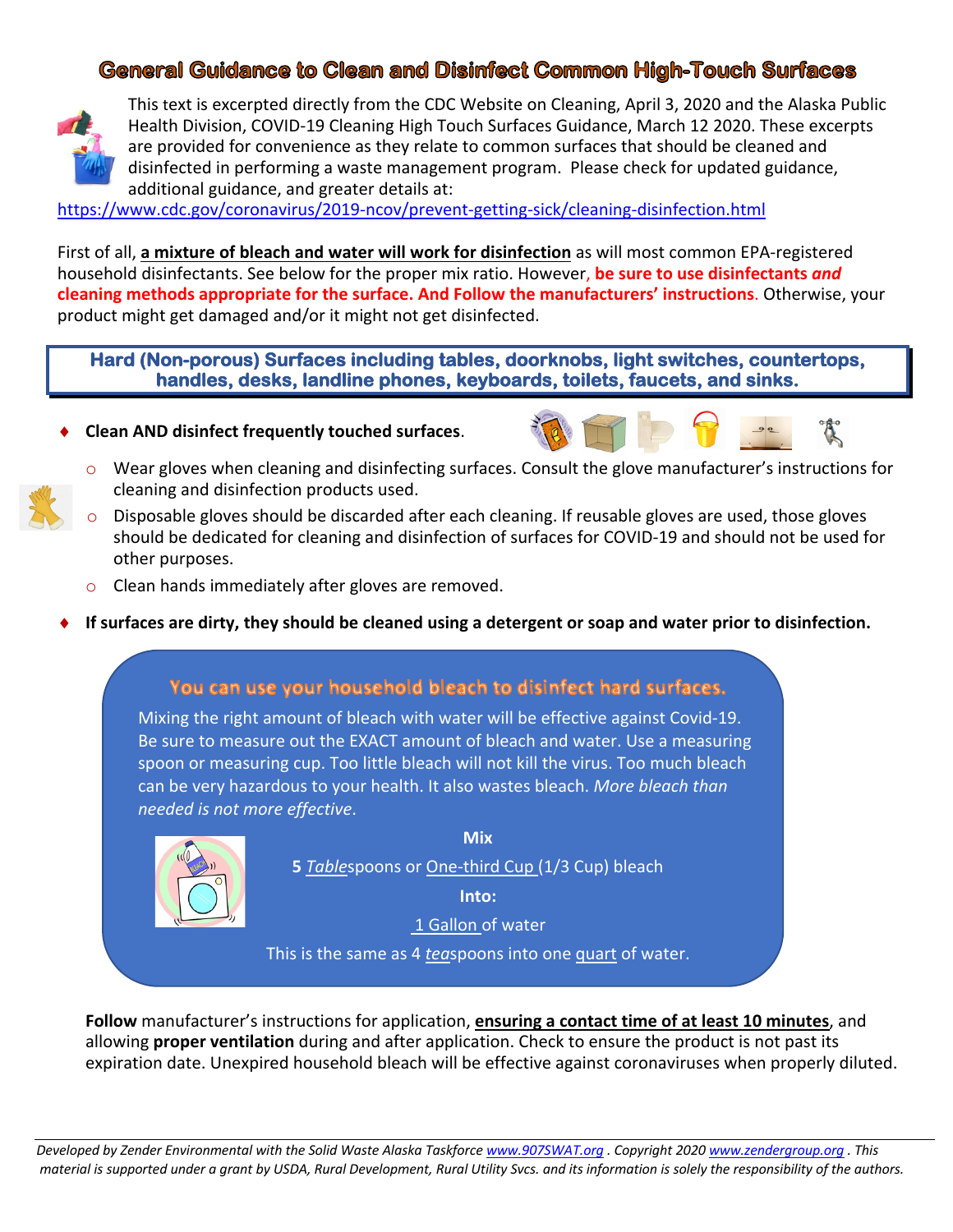# General Guidance to Clean and Disinfect Common High-Touch Surfaces

This text is excerpted directly from the CDC Website on Cleaning, April 3, 2020 and the Alaska Public Health Division, COVID-19 Cleaning High Touch Surfaces Guidance, March 12 2020. These excerpts are provided for convenience as they relate to common surfaces that should be cleaned and disinfected in performing a waste management program. Please check for updated guidance, additional guidance, and greater details at:
https://www.cdc.gov/coronavirus/2019-ncov/prevent-getting-sick/cleaning-disinfection.html

First of all, **a mixture of bleach and water will work for disinfection** as will most common EPA-registered household disinfectants. See below for the proper mix ratio. However, **be sure to use disinfectants *and* cleaning methods appropriate for the surface. And Follow the manufacturers' instructions**. Otherwise, your product might get damaged and/or it might not get disinfected.

## Hard (Non-porous) Surfaces including tables, doorknobs, light switches, countertops, handles, desks, landline phones, keyboards, toilets, faucets, and sinks.

- **Clean AND disinfect frequently touched surfaces**.
  - Wear gloves when cleaning and disinfecting surfaces. Consult the glove manufacturer's instructions for cleaning and disinfection products used.
  - Disposable gloves should be discarded after each cleaning. If reusable gloves are used, those gloves should be dedicated for cleaning and disinfection of surfaces for COVID-19 and should not be used for other purposes.
  - Clean hands immediately after gloves are removed.
- **If surfaces are dirty, they should be cleaned using a detergent or soap and water prior to disinfection.**

### You can use your household bleach to disinfect hard surfaces.

Mixing the right amount of bleach with water will be effective against Covid-19. Be sure to measure out the EXACT amount of bleach and water. Use a measuring spoon or measuring cup. Too little bleach will not kill the virus. Too much bleach can be very hazardous to your health. It also wastes bleach. *More bleach than needed is not more effective*.

**Mix**

**5** *Table*spoons or One-third Cup (1/3 Cup) bleach

**Into:**

1 Gallon of water

This is the same as 4 *tea*spoons into one quart of water.

**Follow** manufacturer's instructions for application, **ensuring a contact time of at least 10 minutes**, and allowing **proper ventilation** during and after application. Check to ensure the product is not past its expiration date. Unexpired household bleach will be effective against coronaviruses when properly diluted.

---

*Developed by Zender Environmental with the Solid Waste Alaska Taskforce www.907SWAT.org . Copyright 2020 www.zendergroup.org . This material is supported under a grant by USDA, Rural Development, Rural Utility Svcs. and its information is solely the responsibility of the authors.*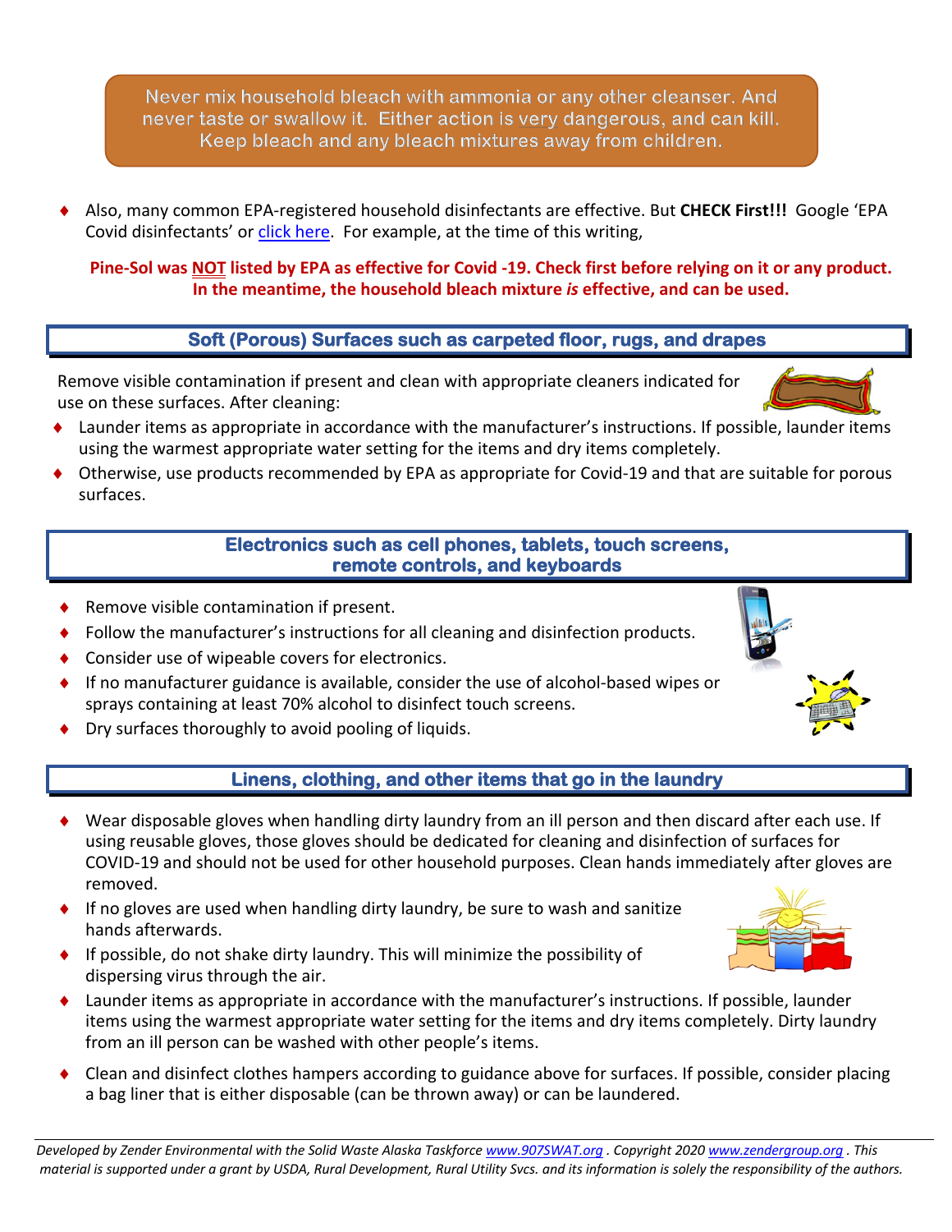**Never mix household bleach with ammonia or any other cleanser. And never taste or swallow it. Either action is very dangerous, and can kill. Keep bleach and any bleach mixtures away from children.**

- Also, many common EPA-registered household disinfectants are effective. But **CHECK First!!!** Google 'EPA Covid disinfectants' or click here. For example, at the time of this writing,

**Pine-Sol was NOT listed by EPA as effective for Covid -19. Check first before relying on it or any product. In the meantime, the household bleach mixture *is* effective, and can be used.**

## Soft (Porous) Surfaces such as carpeted floor, rugs, and drapes

Remove visible contamination if present and clean with appropriate cleaners indicated for use on these surfaces. After cleaning:

- Launder items as appropriate in accordance with the manufacturer's instructions. If possible, launder items using the warmest appropriate water setting for the items and dry items completely.
- Otherwise, use products recommended by EPA as appropriate for Covid-19 and that are suitable for porous surfaces.

## Electronics such as cell phones, tablets, touch screens, remote controls, and keyboards

- Remove visible contamination if present.
- Follow the manufacturer's instructions for all cleaning and disinfection products.
- Consider use of wipeable covers for electronics.
- If no manufacturer guidance is available, consider the use of alcohol-based wipes or sprays containing at least 70% alcohol to disinfect touch screens.
- Dry surfaces thoroughly to avoid pooling of liquids.

## Linens, clothing, and other items that go in the laundry

- Wear disposable gloves when handling dirty laundry from an ill person and then discard after each use. If using reusable gloves, those gloves should be dedicated for cleaning and disinfection of surfaces for COVID-19 and should not be used for other household purposes. Clean hands immediately after gloves are removed.
- If no gloves are used when handling dirty laundry, be sure to wash and sanitize hands afterwards.
- If possible, do not shake dirty laundry. This will minimize the possibility of dispersing virus through the air.
- Launder items as appropriate in accordance with the manufacturer's instructions. If possible, launder items using the warmest appropriate water setting for the items and dry items completely. Dirty laundry from an ill person can be washed with other people's items.
- Clean and disinfect clothes hampers according to guidance above for surfaces. If possible, consider placing a bag liner that is either disposable (can be thrown away) or can be laundered.

*Developed by Zender Environmental with the Solid Waste Alaska Taskforce www.907SWAT.org . Copyright 2020 www.zendergroup.org . This material is supported under a grant by USDA, Rural Development, Rural Utility Svcs. and its information is solely the responsibility of the authors.*